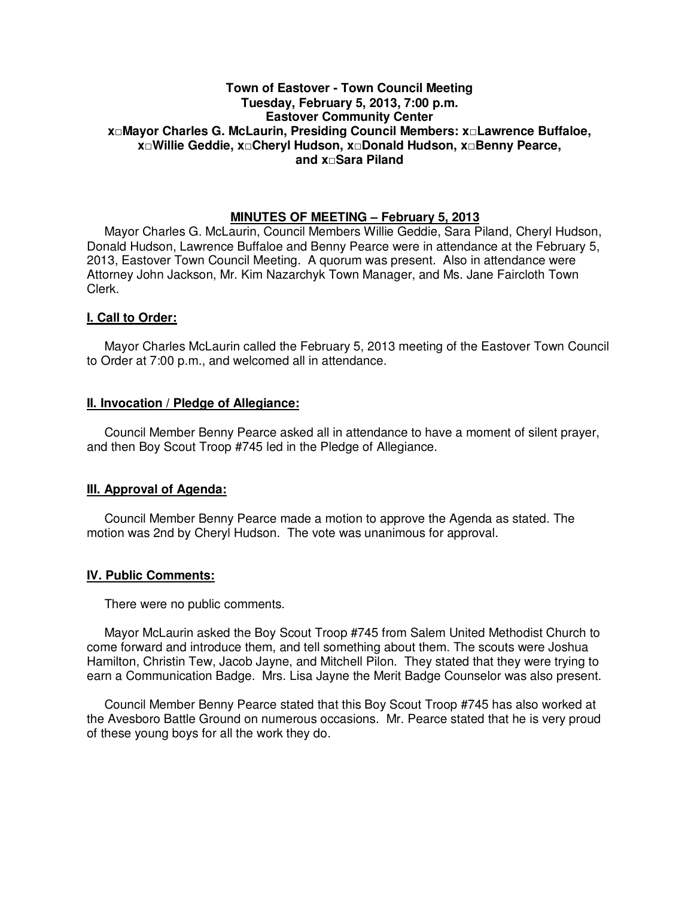**Town of Eastover - Town Council Meeting**
**Tuesday, February 5, 2013, 7:00 p.m.**
**Eastover Community Center**
**x□Mayor Charles G. McLaurin, Presiding Council Members: x□Lawrence Buffaloe, x□Willie Geddie, x□Cheryl Hudson, x□Donald Hudson, x□Benny Pearce, and x□Sara Piland**

**MINUTES OF MEETING – February 5, 2013**

Mayor Charles G. McLaurin, Council Members Willie Geddie, Sara Piland, Cheryl Hudson, Donald Hudson, Lawrence Buffaloe and Benny Pearce were in attendance at the February 5, 2013, Eastover Town Council Meeting. A quorum was present. Also in attendance were Attorney John Jackson, Mr. Kim Nazarchyk Town Manager, and Ms. Jane Faircloth Town Clerk.

## I. Call to Order:

Mayor Charles McLaurin called the February 5, 2013 meeting of the Eastover Town Council to Order at 7:00 p.m., and welcomed all in attendance.

## II. Invocation / Pledge of Allegiance:

Council Member Benny Pearce asked all in attendance to have a moment of silent prayer, and then Boy Scout Troop #745 led in the Pledge of Allegiance.

## III. Approval of Agenda:

Council Member Benny Pearce made a motion to approve the Agenda as stated. The motion was 2nd by Cheryl Hudson. The vote was unanimous for approval.

## IV. Public Comments:

There were no public comments.

Mayor McLaurin asked the Boy Scout Troop #745 from Salem United Methodist Church to come forward and introduce them, and tell something about them. The scouts were Joshua Hamilton, Christin Tew, Jacob Jayne, and Mitchell Pilon. They stated that they were trying to earn a Communication Badge. Mrs. Lisa Jayne the Merit Badge Counselor was also present.

Council Member Benny Pearce stated that this Boy Scout Troop #745 has also worked at the Avesboro Battle Ground on numerous occasions. Mr. Pearce stated that he is very proud of these young boys for all the work they do.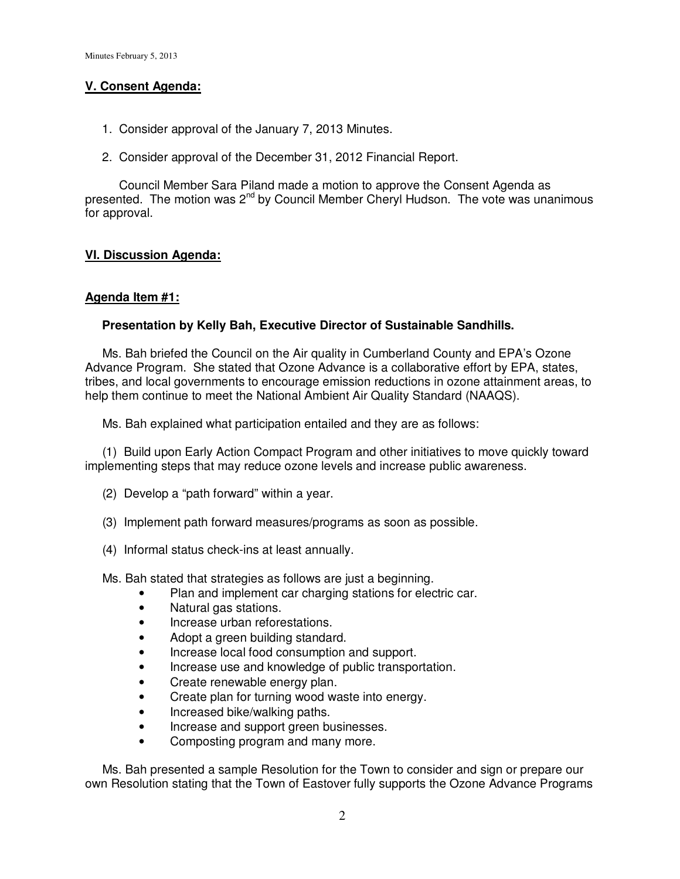## V. Consent Agenda:

1. Consider approval of the January 7, 2013 Minutes.

2. Consider approval of the December 31, 2012 Financial Report.

Council Member Sara Piland made a motion to approve the Consent Agenda as presented. The motion was 2nd by Council Member Cheryl Hudson. The vote was unanimous for approval.

## VI. Discussion Agenda:

### Agenda Item #1:

**Presentation by Kelly Bah, Executive Director of Sustainable Sandhills.**

Ms. Bah briefed the Council on the Air quality in Cumberland County and EPA's Ozone Advance Program. She stated that Ozone Advance is a collaborative effort by EPA, states, tribes, and local governments to encourage emission reductions in ozone attainment areas, to help them continue to meet the National Ambient Air Quality Standard (NAAQS).

Ms. Bah explained what participation entailed and they are as follows:

(1) Build upon Early Action Compact Program and other initiatives to move quickly toward implementing steps that may reduce ozone levels and increase public awareness.

(2) Develop a "path forward" within a year.

(3) Implement path forward measures/programs as soon as possible.

(4) Informal status check-ins at least annually.

Ms. Bah stated that strategies as follows are just a beginning.

- Plan and implement car charging stations for electric car.
- Natural gas stations.
- Increase urban reforestations.
- Adopt a green building standard.
- Increase local food consumption and support.
- Increase use and knowledge of public transportation.
- Create renewable energy plan.
- Create plan for turning wood waste into energy.
- Increased bike/walking paths.
- Increase and support green businesses.
- Composting program and many more.

Ms. Bah presented a sample Resolution for the Town to consider and sign or prepare our own Resolution stating that the Town of Eastover fully supports the Ozone Advance Programs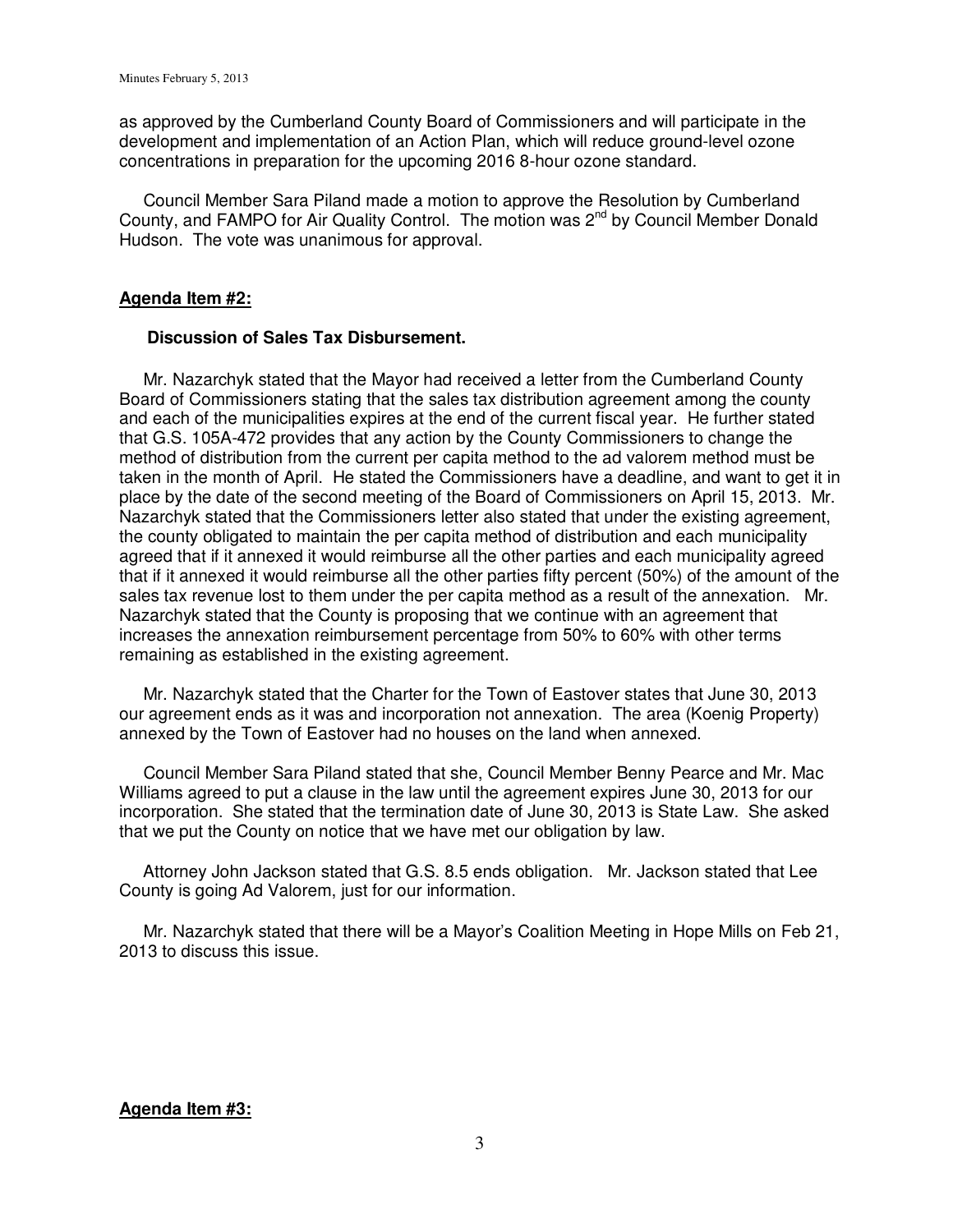as approved by the Cumberland County Board of Commissioners and will participate in the development and implementation of an Action Plan, which will reduce ground-level ozone concentrations in preparation for the upcoming 2016 8-hour ozone standard.

Council Member Sara Piland made a motion to approve the Resolution by Cumberland County, and FAMPO for Air Quality Control. The motion was 2nd by Council Member Donald Hudson. The vote was unanimous for approval.

**Agenda Item #2:**

**Discussion of Sales Tax Disbursement.**

Mr. Nazarchyk stated that the Mayor had received a letter from the Cumberland County Board of Commissioners stating that the sales tax distribution agreement among the county and each of the municipalities expires at the end of the current fiscal year. He further stated that G.S. 105A-472 provides that any action by the County Commissioners to change the method of distribution from the current per capita method to the ad valorem method must be taken in the month of April. He stated the Commissioners have a deadline, and want to get it in place by the date of the second meeting of the Board of Commissioners on April 15, 2013. Mr. Nazarchyk stated that the Commissioners letter also stated that under the existing agreement, the county obligated to maintain the per capita method of distribution and each municipality agreed that if it annexed it would reimburse all the other parties and each municipality agreed that if it annexed it would reimburse all the other parties fifty percent (50%) of the amount of the sales tax revenue lost to them under the per capita method as a result of the annexation. Mr. Nazarchyk stated that the County is proposing that we continue with an agreement that increases the annexation reimbursement percentage from 50% to 60% with other terms remaining as established in the existing agreement.

Mr. Nazarchyk stated that the Charter for the Town of Eastover states that June 30, 2013 our agreement ends as it was and incorporation not annexation. The area (Koenig Property) annexed by the Town of Eastover had no houses on the land when annexed.

Council Member Sara Piland stated that she, Council Member Benny Pearce and Mr. Mac Williams agreed to put a clause in the law until the agreement expires June 30, 2013 for our incorporation. She stated that the termination date of June 30, 2013 is State Law. She asked that we put the County on notice that we have met our obligation by law.

Attorney John Jackson stated that G.S. 8.5 ends obligation. Mr. Jackson stated that Lee County is going Ad Valorem, just for our information.

Mr. Nazarchyk stated that there will be a Mayor's Coalition Meeting in Hope Mills on Feb 21, 2013 to discuss this issue.

**Agenda Item #3:**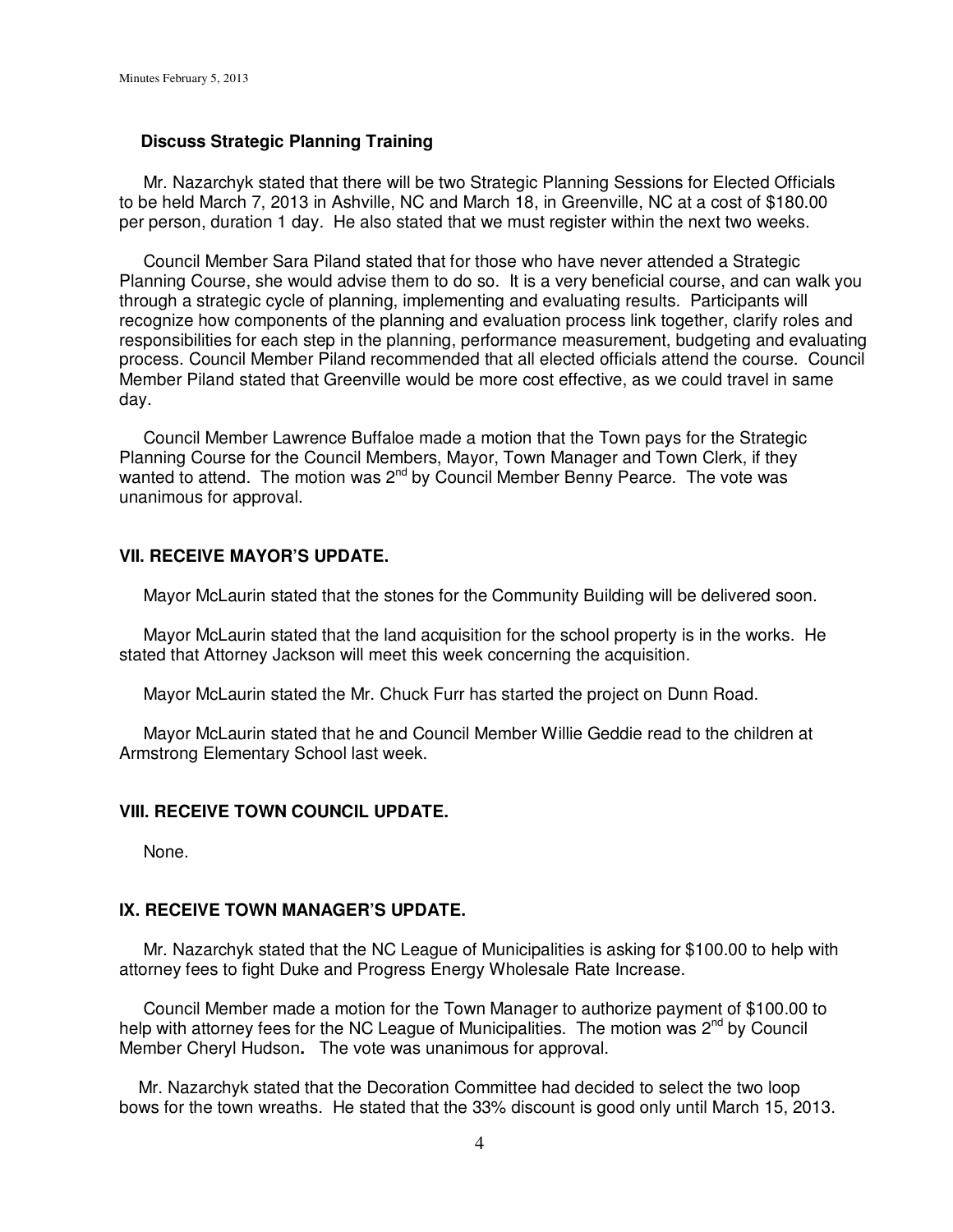### Discuss Strategic Planning Training

Mr. Nazarchyk stated that there will be two Strategic Planning Sessions for Elected Officials to be held March 7, 2013 in Ashville, NC and March 18, in Greenville, NC at a cost of $180.00 per person, duration 1 day. He also stated that we must register within the next two weeks.

Council Member Sara Piland stated that for those who have never attended a Strategic Planning Course, she would advise them to do so. It is a very beneficial course, and can walk you through a strategic cycle of planning, implementing and evaluating results. Participants will recognize how components of the planning and evaluation process link together, clarify roles and responsibilities for each step in the planning, performance measurement, budgeting and evaluating process. Council Member Piland recommended that all elected officials attend the course. Council Member Piland stated that Greenville would be more cost effective, as we could travel in same day.

Council Member Lawrence Buffaloe made a motion that the Town pays for the Strategic Planning Course for the Council Members, Mayor, Town Manager and Town Clerk, if they wanted to attend. The motion was 2nd by Council Member Benny Pearce. The vote was unanimous for approval.

## VII. RECEIVE MAYOR'S UPDATE.

Mayor McLaurin stated that the stones for the Community Building will be delivered soon.

Mayor McLaurin stated that the land acquisition for the school property is in the works. He stated that Attorney Jackson will meet this week concerning the acquisition.

Mayor McLaurin stated the Mr. Chuck Furr has started the project on Dunn Road.

Mayor McLaurin stated that he and Council Member Willie Geddie read to the children at Armstrong Elementary School last week.

## VIII. RECEIVE TOWN COUNCIL UPDATE.

None.

## IX. RECEIVE TOWN MANAGER'S UPDATE.

Mr. Nazarchyk stated that the NC League of Municipalities is asking for $100.00 to help with attorney fees to fight Duke and Progress Energy Wholesale Rate Increase.

Council Member made a motion for the Town Manager to authorize payment of $100.00 to help with attorney fees for the NC League of Municipalities. The motion was 2nd by Council Member Cheryl Hudson**.** The vote was unanimous for approval.

Mr. Nazarchyk stated that the Decoration Committee had decided to select the two loop bows for the town wreaths. He stated that the 33% discount is good only until March 15, 2013.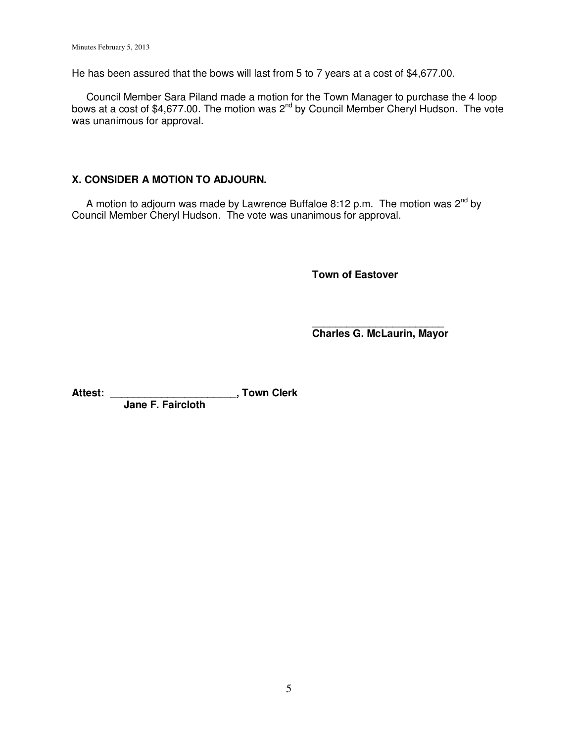He has been assured that the bows will last from 5 to 7 years at a cost of $4,677.00.

Council Member Sara Piland made a motion for the Town Manager to purchase the 4 loop bows at a cost of $4,677.00. The motion was 2nd by Council Member Cheryl Hudson. The vote was unanimous for approval.

**X. CONSIDER A MOTION TO ADJOURN.**

A motion to adjourn was made by Lawrence Buffaloe 8:12 p.m. The motion was 2nd by Council Member Cheryl Hudson. The vote was unanimous for approval.

**Town of Eastover**

________________________
**Charles G. McLaurin, Mayor**

**Attest: ______________________, Town Clerk**
**Jane F. Faircloth**